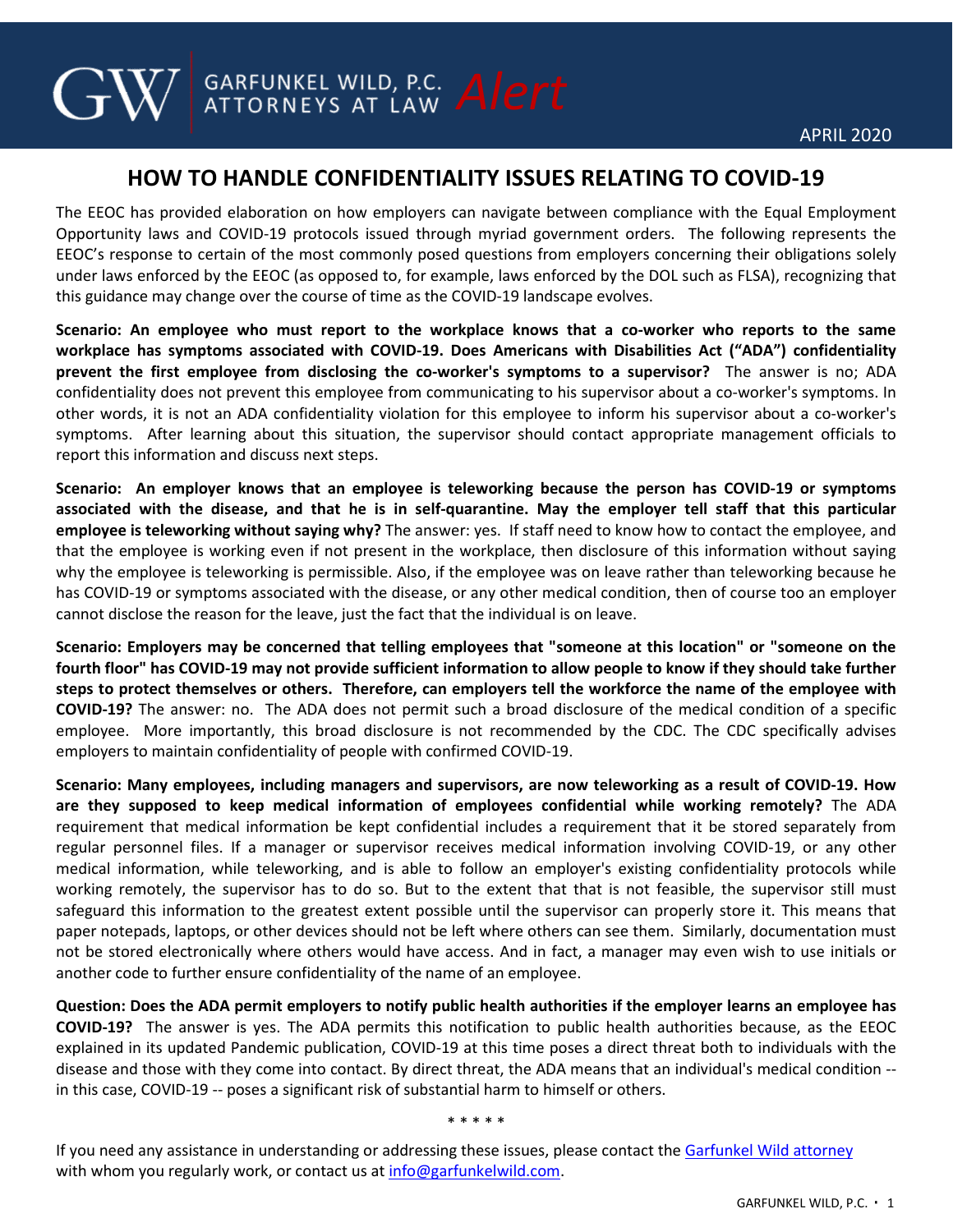GARFUNKEL WILD, P.C. ATTORNEYS AT LAW *Alert*

APRIL 2020

# HOW TO HANDLE CONFIDENTIALITY ISSUES RELATING TO COVID-19

The EEOC has provided elaboration on how employers can navigate between compliance with the Equal Employment Opportunity laws and COVID-19 protocols issued through myriad government orders. The following represents the EEOC's response to certain of the most commonly posed questions from employers concerning their obligations solely under laws enforced by the EEOC (as opposed to, for example, laws enforced by the DOL such as FLSA), recognizing that this guidance may change over the course of time as the COVID-19 landscape evolves.

**Scenario: An employee who must report to the workplace knows that a co-worker who reports to the same workplace has symptoms associated with COVID-19. Does Americans with Disabilities Act ("ADA") confidentiality prevent the first employee from disclosing the co-worker's symptoms to a supervisor?** The answer is no; ADA confidentiality does not prevent this employee from communicating to his supervisor about a co-worker's symptoms. In other words, it is not an ADA confidentiality violation for this employee to inform his supervisor about a co-worker's symptoms. After learning about this situation, the supervisor should contact appropriate management officials to report this information and discuss next steps.

**Scenario: An employer knows that an employee is teleworking because the person has COVID-19 or symptoms associated with the disease, and that he is in self-quarantine. May the employer tell staff that this particular employee is teleworking without saying why?** The answer: yes. If staff need to know how to contact the employee, and that the employee is working even if not present in the workplace, then disclosure of this information without saying why the employee is teleworking is permissible. Also, if the employee was on leave rather than teleworking because he has COVID-19 or symptoms associated with the disease, or any other medical condition, then of course too an employer cannot disclose the reason for the leave, just the fact that the individual is on leave.

**Scenario: Employers may be concerned that telling employees that "someone at this location" or "someone on the fourth floor" has COVID-19 may not provide sufficient information to allow people to know if they should take further steps to protect themselves or others. Therefore, can employers tell the workforce the name of the employee with COVID-19?** The answer: no. The ADA does not permit such a broad disclosure of the medical condition of a specific employee. More importantly, this broad disclosure is not recommended by the CDC. The CDC specifically advises employers to maintain confidentiality of people with confirmed COVID-19.

**Scenario: Many employees, including managers and supervisors, are now teleworking as a result of COVID-19. How are they supposed to keep medical information of employees confidential while working remotely?** The ADA requirement that medical information be kept confidential includes a requirement that it be stored separately from regular personnel files. If a manager or supervisor receives medical information involving COVID-19, or any other medical information, while teleworking, and is able to follow an employer's existing confidentiality protocols while working remotely, the supervisor has to do so. But to the extent that that is not feasible, the supervisor still must safeguard this information to the greatest extent possible until the supervisor can properly store it. This means that paper notepads, laptops, or other devices should not be left where others can see them. Similarly, documentation must not be stored electronically where others would have access. And in fact, a manager may even wish to use initials or another code to further ensure confidentiality of the name of an employee.

**Question: Does the ADA permit employers to notify public health authorities if the employer learns an employee has COVID-19?** The answer is yes. The ADA permits this notification to public health authorities because, as the EEOC explained in its updated Pandemic publication, COVID-19 at this time poses a direct threat both to individuals with the disease and those with they come into contact. By direct threat, the ADA means that an individual's medical condition -- in this case, COVID-19 -- poses a significant risk of substantial harm to himself or others.

\* \* \* \* \*

If you need any assistance in understanding or addressing these issues, please contact the Garfunkel Wild attorney with whom you regularly work, or contact us at info@garfunkelwild.com.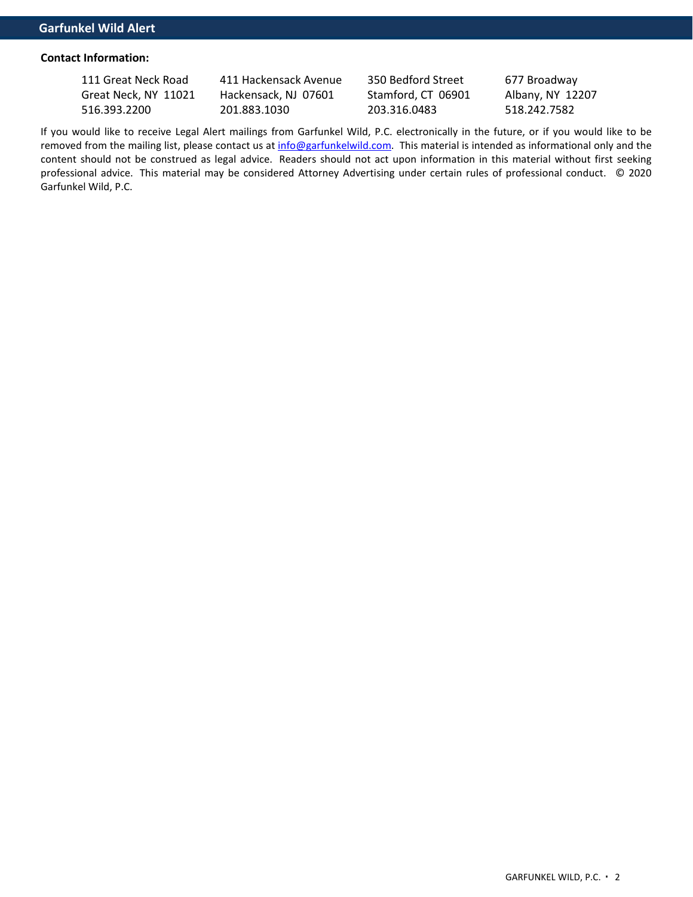**Contact Information:**

| | | | |
|---|---|---|---|
| 111 Great Neck Road | 411 Hackensack Avenue | 350 Bedford Street | 677 Broadway |
| Great Neck, NY 11021 | Hackensack, NJ 07601 | Stamford, CT 06901 | Albany, NY 12207 |
| 516.393.2200 | 201.883.1030 | 203.316.0483 | 518.242.7582 |

If you would like to receive Legal Alert mailings from Garfunkel Wild, P.C. electronically in the future, or if you would like to be removed from the mailing list, please contact us at info@garfunkelwild.com. This material is intended as informational only and the content should not be construed as legal advice. Readers should not act upon information in this material without first seeking professional advice. This material may be considered Attorney Advertising under certain rules of professional conduct. © 2020 Garfunkel Wild, P.C.